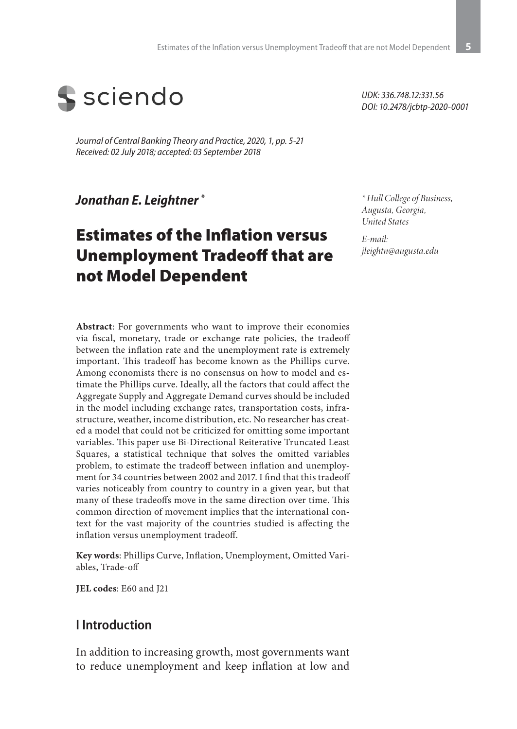sciendo

*UDK: 336.748.12:331.56*
*DOI: 10.2478/jcbtp-2020-0001*

*Journal of Central Banking Theory and Practice, 2020, 1, pp. 5-21*
*Received: 02 July 2018; accepted: 03 September 2018*

***Jonathan E. Leightner*** *

*\* Hull College of Business, Augusta, Georgia, United States*

*E-mail: jleightn@augusta.edu*

# Estimates of the Inflation versus Unemployment Tradeoff that are not Model Dependent

**Abstract**: For governments who want to improve their economies via fiscal, monetary, trade or exchange rate policies, the tradeoff between the inflation rate and the unemployment rate is extremely important. This tradeoff has become known as the Phillips curve. Among economists there is no consensus on how to model and estimate the Phillips curve. Ideally, all the factors that could affect the Aggregate Supply and Aggregate Demand curves should be included in the model including exchange rates, transportation costs, infrastructure, weather, income distribution, etc. No researcher has created a model that could not be criticized for omitting some important variables. This paper use Bi-Directional Reiterative Truncated Least Squares, a statistical technique that solves the omitted variables problem, to estimate the tradeoff between inflation and unemployment for 34 countries between 2002 and 2017. I find that this tradeoff varies noticeably from country to country in a given year, but that many of these tradeoffs move in the same direction over time. This common direction of movement implies that the international context for the vast majority of the countries studied is affecting the inflation versus unemployment tradeoff.

**Key words**: Phillips Curve, Inflation, Unemployment, Omitted Variables, Trade-off

**JEL codes**: E60 and J21

## I Introduction

In addition to increasing growth, most governments want to reduce unemployment and keep inflation at low and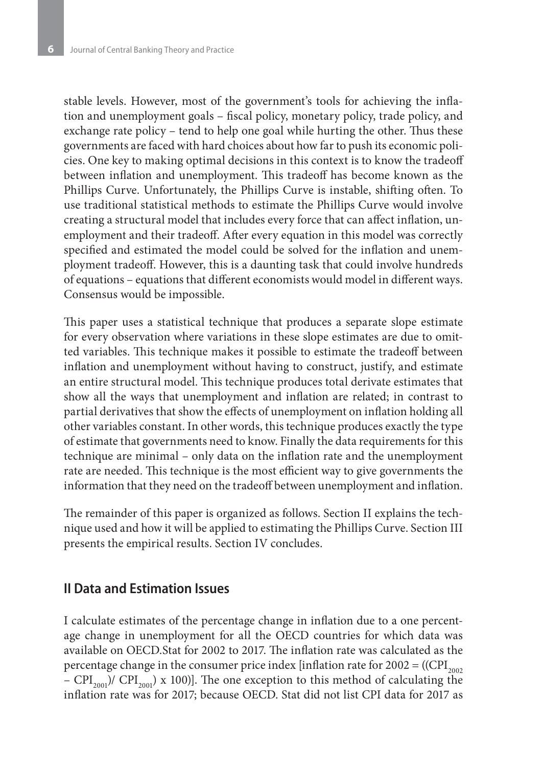stable levels. However, most of the government's tools for achieving the inflation and unemployment goals – fiscal policy, monetary policy, trade policy, and exchange rate policy – tend to help one goal while hurting the other. Thus these governments are faced with hard choices about how far to push its economic policies. One key to making optimal decisions in this context is to know the tradeoff between inflation and unemployment. This tradeoff has become known as the Phillips Curve. Unfortunately, the Phillips Curve is instable, shifting often. To use traditional statistical methods to estimate the Phillips Curve would involve creating a structural model that includes every force that can affect inflation, unemployment and their tradeoff. After every equation in this model was correctly specified and estimated the model could be solved for the inflation and unemployment tradeoff. However, this is a daunting task that could involve hundreds of equations – equations that different economists would model in different ways. Consensus would be impossible.

This paper uses a statistical technique that produces a separate slope estimate for every observation where variations in these slope estimates are due to omitted variables. This technique makes it possible to estimate the tradeoff between inflation and unemployment without having to construct, justify, and estimate an entire structural model. This technique produces total derivate estimates that show all the ways that unemployment and inflation are related; in contrast to partial derivatives that show the effects of unemployment on inflation holding all other variables constant. In other words, this technique produces exactly the type of estimate that governments need to know. Finally the data requirements for this technique are minimal – only data on the inflation rate and the unemployment rate are needed. This technique is the most efficient way to give governments the information that they need on the tradeoff between unemployment and inflation.

The remainder of this paper is organized as follows. Section II explains the technique used and how it will be applied to estimating the Phillips Curve. Section III presents the empirical results. Section IV concludes.

## II Data and Estimation Issues

I calculate estimates of the percentage change in inflation due to a one percentage change in unemployment for all the OECD countries for which data was available on OECD.Stat for 2002 to 2017. The inflation rate was calculated as the percentage change in the consumer price index [inflation rate for 2002 = $((CPI_{2002} - CPI_{2001})/ CPI_{2001}) \times 100)$]. The one exception to this method of calculating the inflation rate was for 2017; because OECD. Stat did not list CPI data for 2017 as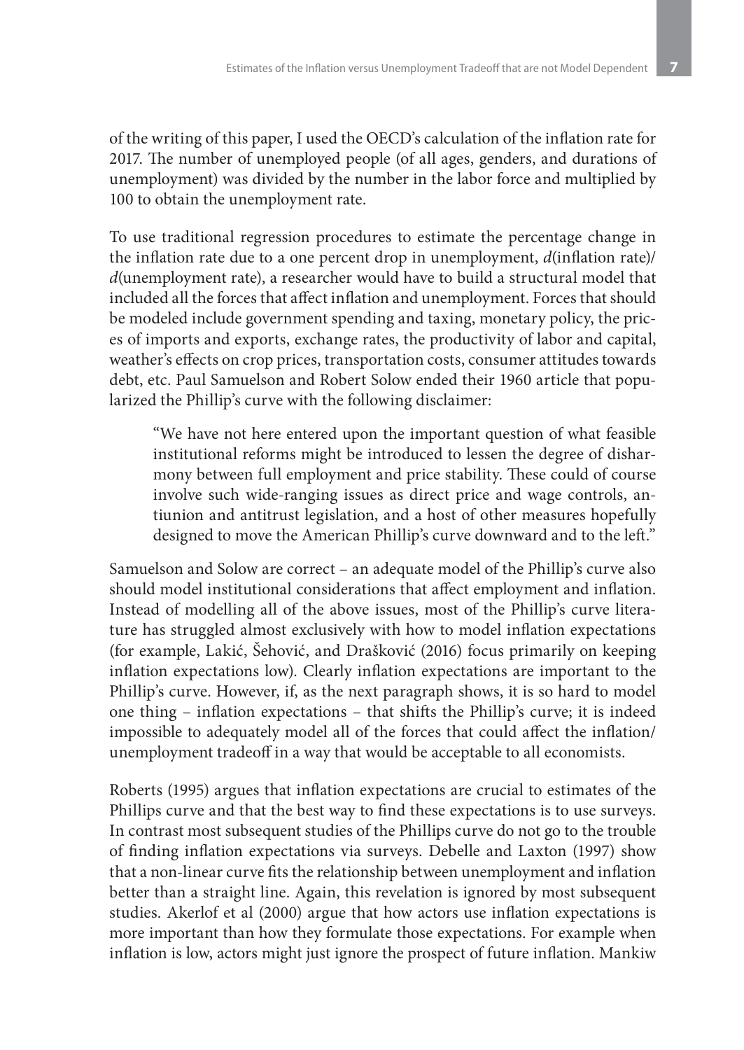of the writing of this paper, I used the OECD's calculation of the inflation rate for 2017. The number of unemployed people (of all ages, genders, and durations of unemployment) was divided by the number in the labor force and multiplied by 100 to obtain the unemployment rate.

To use traditional regression procedures to estimate the percentage change in the inflation rate due to a one percent drop in unemployment, *d*(inflation rate)/ *d*(unemployment rate), a researcher would have to build a structural model that included all the forces that affect inflation and unemployment. Forces that should be modeled include government spending and taxing, monetary policy, the prices of imports and exports, exchange rates, the productivity of labor and capital, weather's effects on crop prices, transportation costs, consumer attitudes towards debt, etc. Paul Samuelson and Robert Solow ended their 1960 article that popularized the Phillip's curve with the following disclaimer:

> "We have not here entered upon the important question of what feasible institutional reforms might be introduced to lessen the degree of disharmony between full employment and price stability. These could of course involve such wide-ranging issues as direct price and wage controls, antiunion and antitrust legislation, and a host of other measures hopefully designed to move the American Phillip's curve downward and to the left."

Samuelson and Solow are correct – an adequate model of the Phillip's curve also should model institutional considerations that affect employment and inflation. Instead of modelling all of the above issues, most of the Phillip's curve literature has struggled almost exclusively with how to model inflation expectations (for example, Lakić, Šehović, and Drašković (2016) focus primarily on keeping inflation expectations low). Clearly inflation expectations are important to the Phillip's curve. However, if, as the next paragraph shows, it is so hard to model one thing – inflation expectations – that shifts the Phillip's curve; it is indeed impossible to adequately model all of the forces that could affect the inflation/ unemployment tradeoff in a way that would be acceptable to all economists.

Roberts (1995) argues that inflation expectations are crucial to estimates of the Phillips curve and that the best way to find these expectations is to use surveys. In contrast most subsequent studies of the Phillips curve do not go to the trouble of finding inflation expectations via surveys. Debelle and Laxton (1997) show that a non-linear curve fits the relationship between unemployment and inflation better than a straight line. Again, this revelation is ignored by most subsequent studies. Akerlof et al (2000) argue that how actors use inflation expectations is more important than how they formulate those expectations. For example when inflation is low, actors might just ignore the prospect of future inflation. Mankiw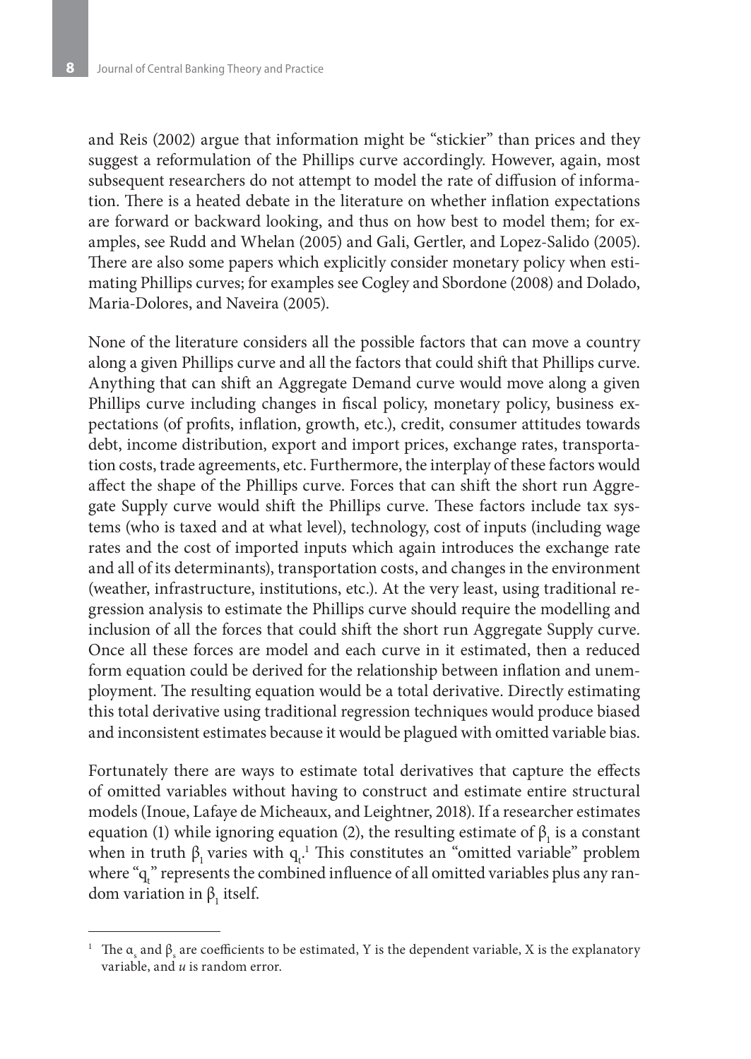and Reis (2002) argue that information might be "stickier" than prices and they suggest a reformulation of the Phillips curve accordingly. However, again, most subsequent researchers do not attempt to model the rate of diffusion of information. There is a heated debate in the literature on whether inflation expectations are forward or backward looking, and thus on how best to model them; for examples, see Rudd and Whelan (2005) and Gali, Gertler, and Lopez-Salido (2005). There are also some papers which explicitly consider monetary policy when estimating Phillips curves; for examples see Cogley and Sbordone (2008) and Dolado, Maria-Dolores, and Naveira (2005).

None of the literature considers all the possible factors that can move a country along a given Phillips curve and all the factors that could shift that Phillips curve. Anything that can shift an Aggregate Demand curve would move along a given Phillips curve including changes in fiscal policy, monetary policy, business expectations (of profits, inflation, growth, etc.), credit, consumer attitudes towards debt, income distribution, export and import prices, exchange rates, transportation costs, trade agreements, etc. Furthermore, the interplay of these factors would affect the shape of the Phillips curve. Forces that can shift the short run Aggregate Supply curve would shift the Phillips curve. These factors include tax systems (who is taxed and at what level), technology, cost of inputs (including wage rates and the cost of imported inputs which again introduces the exchange rate and all of its determinants), transportation costs, and changes in the environment (weather, infrastructure, institutions, etc.). At the very least, using traditional regression analysis to estimate the Phillips curve should require the modelling and inclusion of all the forces that could shift the short run Aggregate Supply curve. Once all these forces are model and each curve in it estimated, then a reduced form equation could be derived for the relationship between inflation and unemployment. The resulting equation would be a total derivative. Directly estimating this total derivative using traditional regression techniques would produce biased and inconsistent estimates because it would be plagued with omitted variable bias.

Fortunately there are ways to estimate total derivatives that capture the effects of omitted variables without having to construct and estimate entire structural models (Inoue, Lafaye de Micheaux, and Leightner, 2018). If a researcher estimates equation (1) while ignoring equation (2), the resulting estimate of $\beta_1$ is a constant when in truth $\beta_1$ varies with $q_t$.[1] This constitutes an "omitted variable" problem where "$q_t$" represents the combined influence of all omitted variables plus any random variation in $\beta_1$ itself.

---

[1] The $\alpha_s$ and $\beta_s$ are coefficients to be estimated, Y is the dependent variable, X is the explanatory variable, and *u* is random error.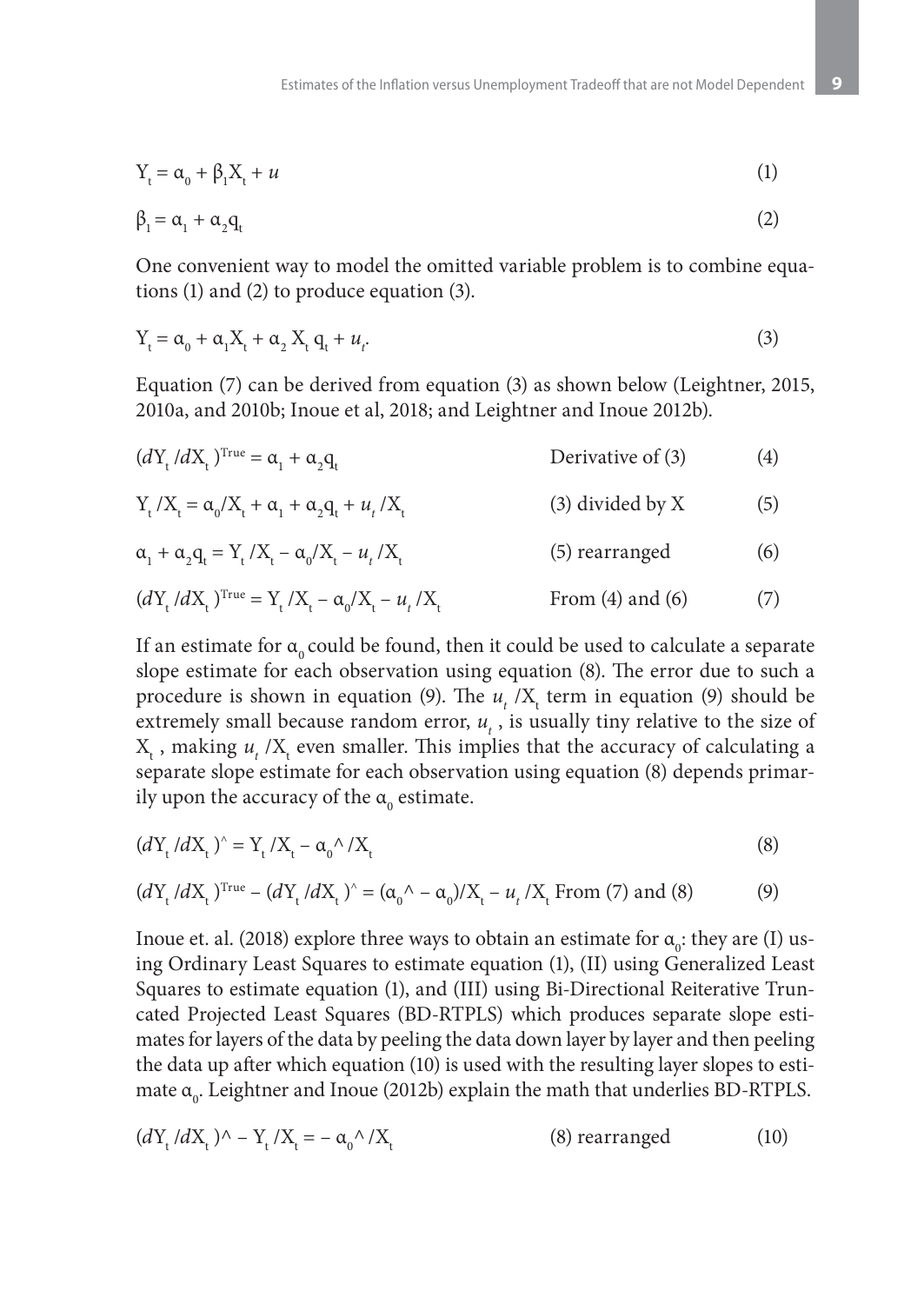$$Y_t = \alpha_0 + \beta_1 X_t + u \tag{1}$$

$$\beta_1 = \alpha_1 + \alpha_2 q_t \tag{2}$$

One convenient way to model the omitted variable problem is to combine equations (1) and (2) to produce equation (3).

$$Y_t = \alpha_0 + \alpha_1 X_t + \alpha_2 X_t q_t + u_t. \tag{3}$$

Equation (7) can be derived from equation (3) as shown below (Leightner, 2015, 2010a, and 2010b; Inoue et al, 2018; and Leightner and Inoue 2012b).

$$(dY_t/dX_t)^{True} = \alpha_1 + \alpha_2 q_t \qquad \text{Derivative of (3)} \tag{4}$$

$$Y_t/X_t = \alpha_0/X_t + \alpha_1 + \alpha_2 q_t + u_t/X_t \qquad \text{(3) divided by X} \tag{5}$$

$$\alpha_1 + \alpha_2 q_t = Y_t/X_t - \alpha_0/X_t - u_t/X_t \qquad \text{(5) rearranged} \tag{6}$$

$$(dY_t/dX_t)^{True} = Y_t/X_t - \alpha_0/X_t - u_t/X_t \qquad \text{From (4) and (6)} \tag{7}$$

If an estimate for $\alpha_0$ could be found, then it could be used to calculate a separate slope estimate for each observation using equation (8). The error due to such a procedure is shown in equation (9). The $u_t/X_t$ term in equation (9) should be extremely small because random error, $u_t$, is usually tiny relative to the size of $X_t$, making $u_t/X_t$ even smaller. This implies that the accuracy of calculating a separate slope estimate for each observation using equation (8) depends primarily upon the accuracy of the $\alpha_0$ estimate.

$$(dY_t/dX_t)^{\wedge} = Y_t/X_t - \alpha_0^{\wedge}/X_t \tag{8}$$

$$(dY_t/dX_t)^{True} - (dY_t/dX_t)^{\wedge} = (\alpha_0^{\wedge} - \alpha_0)/X_t - u_t/X_t \quad \text{From (7) and (8)} \tag{9}$$

Inoue et. al. (2018) explore three ways to obtain an estimate for $\alpha_0$: they are (I) using Ordinary Least Squares to estimate equation (1), (II) using Generalized Least Squares to estimate equation (1), and (III) using Bi-Directional Reiterative Truncated Projected Least Squares (BD-RTPLS) which produces separate slope estimates for layers of the data by peeling the data down layer by layer and then peeling the data up after which equation (10) is used with the resulting layer slopes to estimate $\alpha_0$. Leightner and Inoue (2012b) explain the math that underlies BD-RTPLS.

$$(dY_t/dX_t)^{\wedge} - Y_t/X_t = -\alpha_0^{\wedge}/X_t \qquad \text{(8) rearranged} \tag{10}$$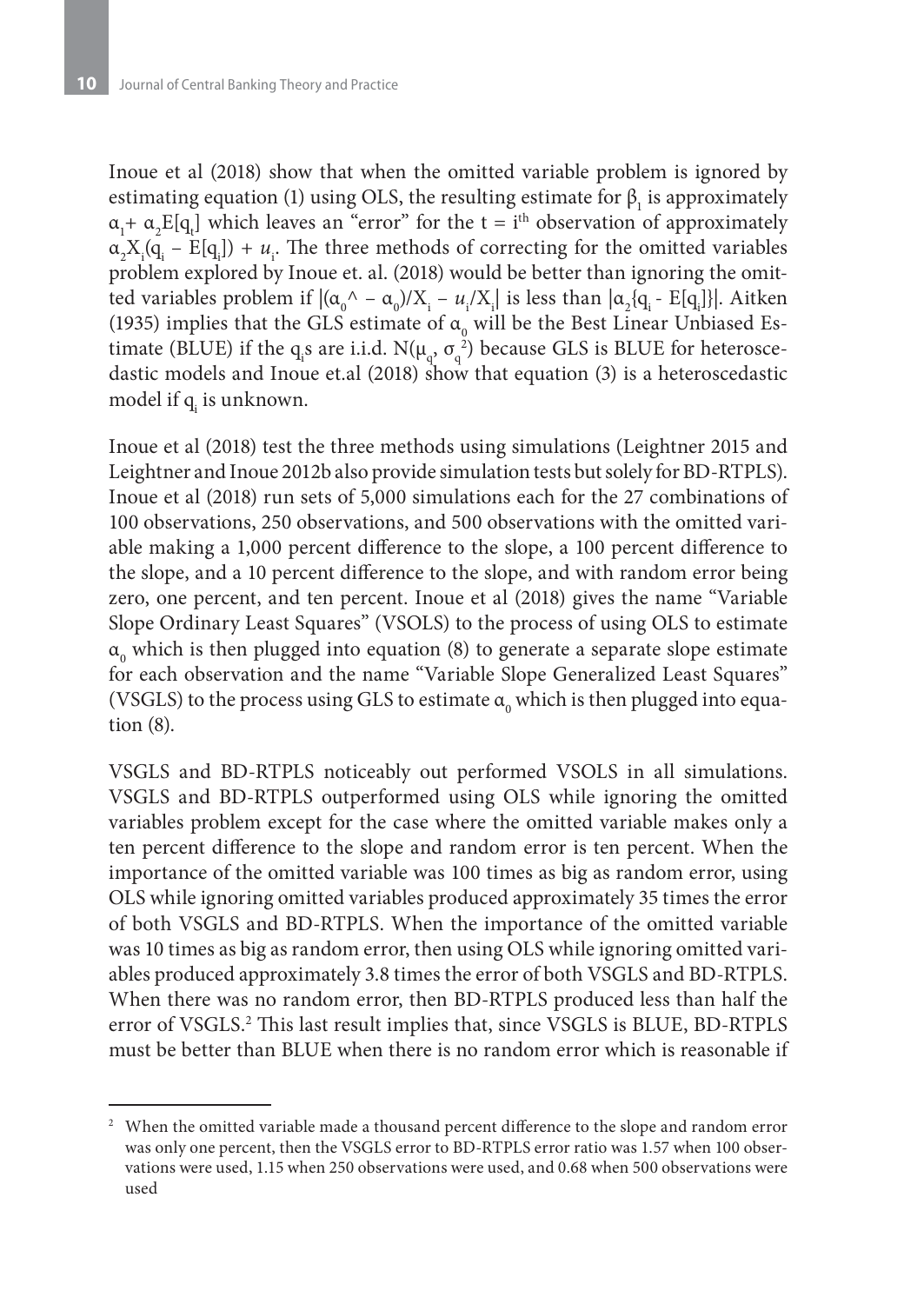Inoue et al (2018) show that when the omitted variable problem is ignored by estimating equation (1) using OLS, the resulting estimate for $\beta_1$ is approximately $\alpha_1 + \alpha_2 E[q_t]$ which leaves an "error" for the t = i[th] observation of approximately $\alpha_2 X_i(q_i - E[q_i]) + u_i$. The three methods of correcting for the omitted variables problem explored by Inoue et. al. (2018) would be better than ignoring the omitted variables problem if $|(\alpha_0{}^\wedge - \alpha_0)/X_i - u_i/X_i|$ is less than $|\alpha_2\{q_i - E[q_i]\}|$. Aitken (1935) implies that the GLS estimate of $\alpha_0$ will be the Best Linear Unbiased Estimate (BLUE) if the $q_i$s are i.i.d. $N(\mu_q, \sigma_q^2)$ because GLS is BLUE for heteroscedastic models and Inoue et.al (2018) show that equation (3) is a heteroscedastic model if $q_i$ is unknown.

Inoue et al (2018) test the three methods using simulations (Leightner 2015 and Leightner and Inoue 2012b also provide simulation tests but solely for BD-RTPLS). Inoue et al (2018) run sets of 5,000 simulations each for the 27 combinations of 100 observations, 250 observations, and 500 observations with the omitted variable making a 1,000 percent difference to the slope, a 100 percent difference to the slope, and a 10 percent difference to the slope, and with random error being zero, one percent, and ten percent. Inoue et al (2018) gives the name "Variable Slope Ordinary Least Squares" (VSOLS) to the process of using OLS to estimate $\alpha_0$ which is then plugged into equation (8) to generate a separate slope estimate for each observation and the name "Variable Slope Generalized Least Squares" (VSGLS) to the process using GLS to estimate $\alpha_0$ which is then plugged into equation (8).

VSGLS and BD-RTPLS noticeably out performed VSOLS in all simulations. VSGLS and BD-RTPLS outperformed using OLS while ignoring the omitted variables problem except for the case where the omitted variable makes only a ten percent difference to the slope and random error is ten percent. When the importance of the omitted variable was 100 times as big as random error, using OLS while ignoring omitted variables produced approximately 35 times the error of both VSGLS and BD-RTPLS. When the importance of the omitted variable was 10 times as big as random error, then using OLS while ignoring omitted variables produced approximately 3.8 times the error of both VSGLS and BD-RTPLS. When there was no random error, then BD-RTPLS produced less than half the error of VSGLS.[2] This last result implies that, since VSGLS is BLUE, BD-RTPLS must be better than BLUE when there is no random error which is reasonable if

[2] When the omitted variable made a thousand percent difference to the slope and random error was only one percent, then the VSGLS error to BD-RTPLS error ratio was 1.57 when 100 observations were used, 1.15 when 250 observations were used, and 0.68 when 500 observations were used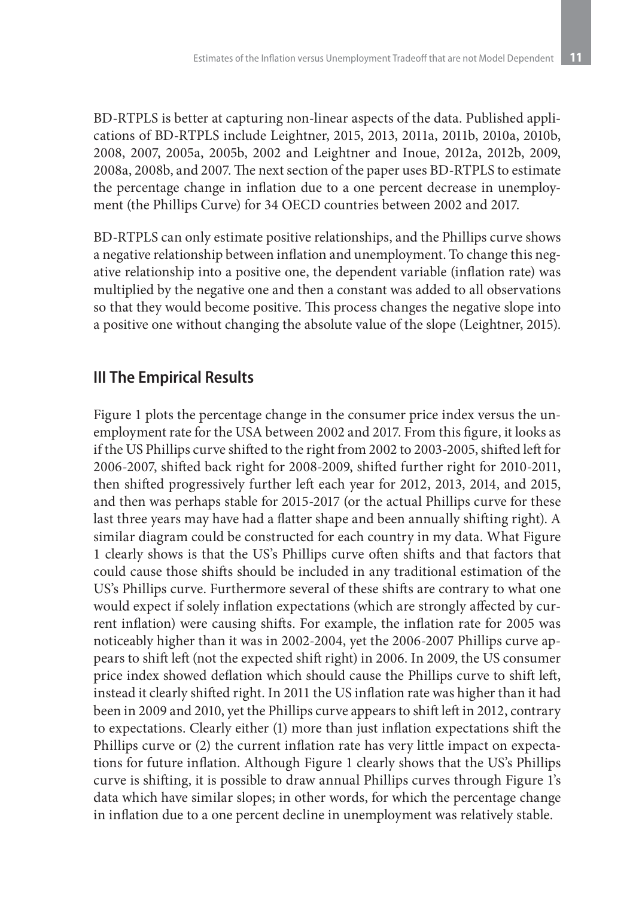BD-RTPLS is better at capturing non-linear aspects of the data. Published applications of BD-RTPLS include Leightner, 2015, 2013, 2011a, 2011b, 2010a, 2010b, 2008, 2007, 2005a, 2005b, 2002 and Leightner and Inoue, 2012a, 2012b, 2009, 2008a, 2008b, and 2007. The next section of the paper uses BD-RTPLS to estimate the percentage change in inflation due to a one percent decrease in unemployment (the Phillips Curve) for 34 OECD countries between 2002 and 2017.

BD-RTPLS can only estimate positive relationships, and the Phillips curve shows a negative relationship between inflation and unemployment. To change this negative relationship into a positive one, the dependent variable (inflation rate) was multiplied by the negative one and then a constant was added to all observations so that they would become positive. This process changes the negative slope into a positive one without changing the absolute value of the slope (Leightner, 2015).

## III The Empirical Results

Figure 1 plots the percentage change in the consumer price index versus the unemployment rate for the USA between 2002 and 2017. From this figure, it looks as if the US Phillips curve shifted to the right from 2002 to 2003-2005, shifted left for 2006-2007, shifted back right for 2008-2009, shifted further right for 2010-2011, then shifted progressively further left each year for 2012, 2013, 2014, and 2015, and then was perhaps stable for 2015-2017 (or the actual Phillips curve for these last three years may have had a flatter shape and been annually shifting right). A similar diagram could be constructed for each country in my data. What Figure 1 clearly shows is that the US's Phillips curve often shifts and that factors that could cause those shifts should be included in any traditional estimation of the US's Phillips curve. Furthermore several of these shifts are contrary to what one would expect if solely inflation expectations (which are strongly affected by current inflation) were causing shifts. For example, the inflation rate for 2005 was noticeably higher than it was in 2002-2004, yet the 2006-2007 Phillips curve appears to shift left (not the expected shift right) in 2006. In 2009, the US consumer price index showed deflation which should cause the Phillips curve to shift left, instead it clearly shifted right. In 2011 the US inflation rate was higher than it had been in 2009 and 2010, yet the Phillips curve appears to shift left in 2012, contrary to expectations. Clearly either (1) more than just inflation expectations shift the Phillips curve or (2) the current inflation rate has very little impact on expectations for future inflation. Although Figure 1 clearly shows that the US's Phillips curve is shifting, it is possible to draw annual Phillips curves through Figure 1's data which have similar slopes; in other words, for which the percentage change in inflation due to a one percent decline in unemployment was relatively stable.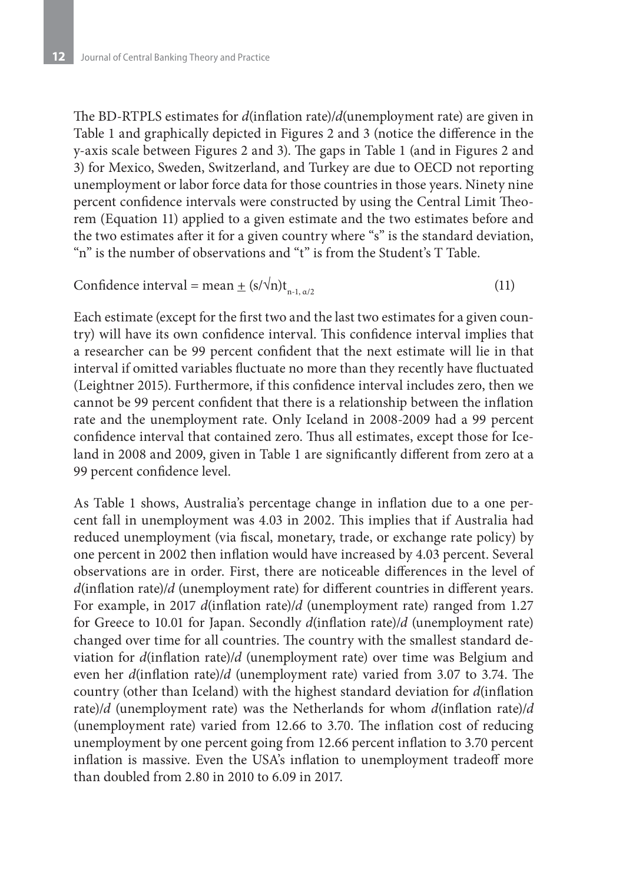The BD-RTPLS estimates for *d*(inflation rate)/*d*(unemployment rate) are given in Table 1 and graphically depicted in Figures 2 and 3 (notice the difference in the y-axis scale between Figures 2 and 3). The gaps in Table 1 (and in Figures 2 and 3) for Mexico, Sweden, Switzerland, and Turkey are due to OECD not reporting unemployment or labor force data for those countries in those years. Ninety nine percent confidence intervals were constructed by using the Central Limit Theorem (Equation 11) applied to a given estimate and the two estimates before and the two estimates after it for a given country where "s" is the standard deviation, "n" is the number of observations and "t" is from the Student's T Table.

$$\text{Confidence interval} = \text{mean} \pm (s/\sqrt{n})t_{n-1,\, \alpha/2} \tag{11}$$

Each estimate (except for the first two and the last two estimates for a given country) will have its own confidence interval. This confidence interval implies that a researcher can be 99 percent confident that the next estimate will lie in that interval if omitted variables fluctuate no more than they recently have fluctuated (Leightner 2015). Furthermore, if this confidence interval includes zero, then we cannot be 99 percent confident that there is a relationship between the inflation rate and the unemployment rate. Only Iceland in 2008-2009 had a 99 percent confidence interval that contained zero. Thus all estimates, except those for Iceland in 2008 and 2009, given in Table 1 are significantly different from zero at a 99 percent confidence level.

As Table 1 shows, Australia's percentage change in inflation due to a one percent fall in unemployment was 4.03 in 2002. This implies that if Australia had reduced unemployment (via fiscal, monetary, trade, or exchange rate policy) by one percent in 2002 then inflation would have increased by 4.03 percent. Several observations are in order. First, there are noticeable differences in the level of *d*(inflation rate)/*d* (unemployment rate) for different countries in different years. For example, in 2017 *d*(inflation rate)/*d* (unemployment rate) ranged from 1.27 for Greece to 10.01 for Japan. Secondly *d*(inflation rate)/*d* (unemployment rate) changed over time for all countries. The country with the smallest standard deviation for *d*(inflation rate)/*d* (unemployment rate) over time was Belgium and even her *d*(inflation rate)/*d* (unemployment rate) varied from 3.07 to 3.74. The country (other than Iceland) with the highest standard deviation for *d*(inflation rate)/*d* (unemployment rate) was the Netherlands for whom *d*(inflation rate)/*d* (unemployment rate) varied from 12.66 to 3.70. The inflation cost of reducing unemployment by one percent going from 12.66 percent inflation to 3.70 percent inflation is massive. Even the USA's inflation to unemployment tradeoff more than doubled from 2.80 in 2010 to 6.09 in 2017.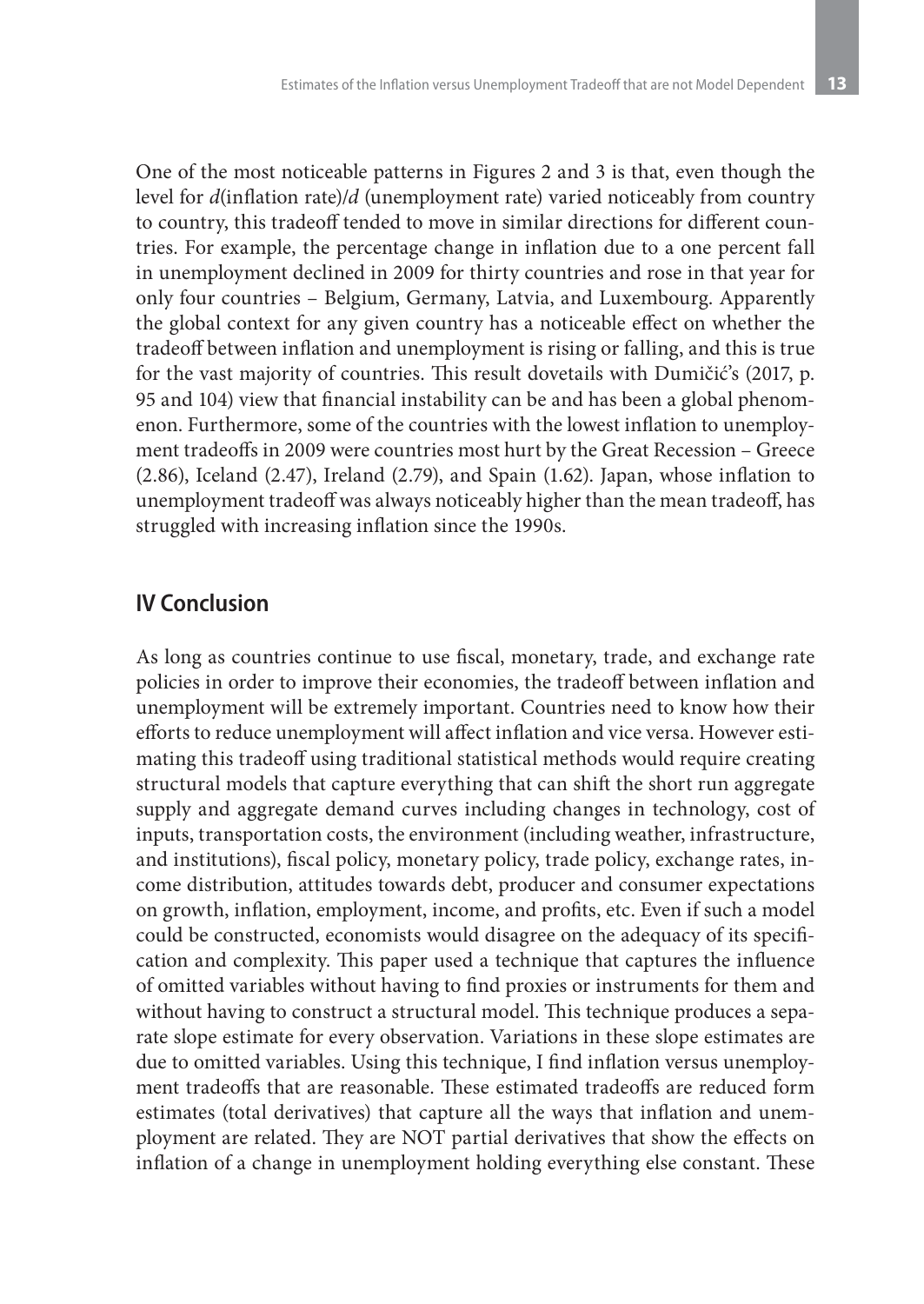One of the most noticeable patterns in Figures 2 and 3 is that, even though the level for *d*(inflation rate)/*d* (unemployment rate) varied noticeably from country to country, this tradeoff tended to move in similar directions for different countries. For example, the percentage change in inflation due to a one percent fall in unemployment declined in 2009 for thirty countries and rose in that year for only four countries – Belgium, Germany, Latvia, and Luxembourg. Apparently the global context for any given country has a noticeable effect on whether the tradeoff between inflation and unemployment is rising or falling, and this is true for the vast majority of countries. This result dovetails with Dumičić's (2017, p. 95 and 104) view that financial instability can be and has been a global phenomenon. Furthermore, some of the countries with the lowest inflation to unemployment tradeoffs in 2009 were countries most hurt by the Great Recession – Greece (2.86), Iceland (2.47), Ireland (2.79), and Spain (1.62). Japan, whose inflation to unemployment tradeoff was always noticeably higher than the mean tradeoff, has struggled with increasing inflation since the 1990s.

## IV Conclusion

As long as countries continue to use fiscal, monetary, trade, and exchange rate policies in order to improve their economies, the tradeoff between inflation and unemployment will be extremely important. Countries need to know how their efforts to reduce unemployment will affect inflation and vice versa. However estimating this tradeoff using traditional statistical methods would require creating structural models that capture everything that can shift the short run aggregate supply and aggregate demand curves including changes in technology, cost of inputs, transportation costs, the environment (including weather, infrastructure, and institutions), fiscal policy, monetary policy, trade policy, exchange rates, income distribution, attitudes towards debt, producer and consumer expectations on growth, inflation, employment, income, and profits, etc. Even if such a model could be constructed, economists would disagree on the adequacy of its specification and complexity. This paper used a technique that captures the influence of omitted variables without having to find proxies or instruments for them and without having to construct a structural model. This technique produces a separate slope estimate for every observation. Variations in these slope estimates are due to omitted variables. Using this technique, I find inflation versus unemployment tradeoffs that are reasonable. These estimated tradeoffs are reduced form estimates (total derivatives) that capture all the ways that inflation and unemployment are related. They are NOT partial derivatives that show the effects on inflation of a change in unemployment holding everything else constant. These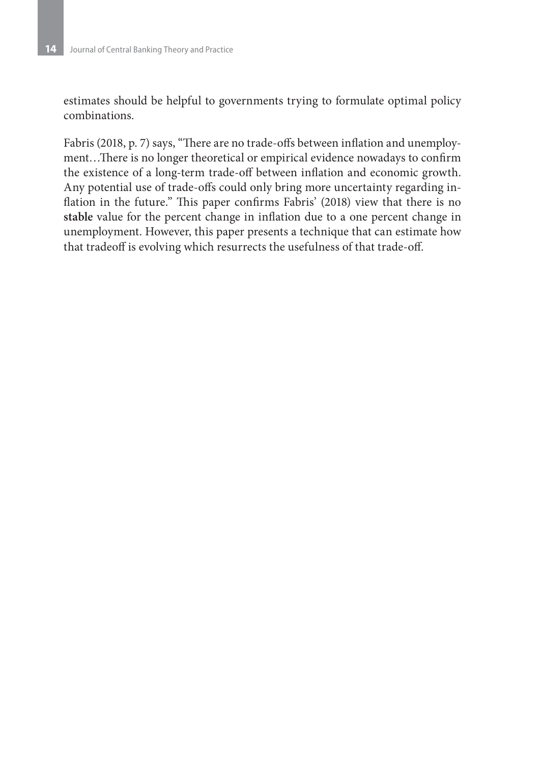estimates should be helpful to governments trying to formulate optimal policy combinations.

Fabris (2018, p. 7) says, "There are no trade-offs between inflation and unemployment…There is no longer theoretical or empirical evidence nowadays to confirm the existence of a long-term trade-off between inflation and economic growth. Any potential use of trade-offs could only bring more uncertainty regarding inflation in the future." This paper confirms Fabris' (2018) view that there is no **stable** value for the percent change in inflation due to a one percent change in unemployment. However, this paper presents a technique that can estimate how that tradeoff is evolving which resurrects the usefulness of that trade-off.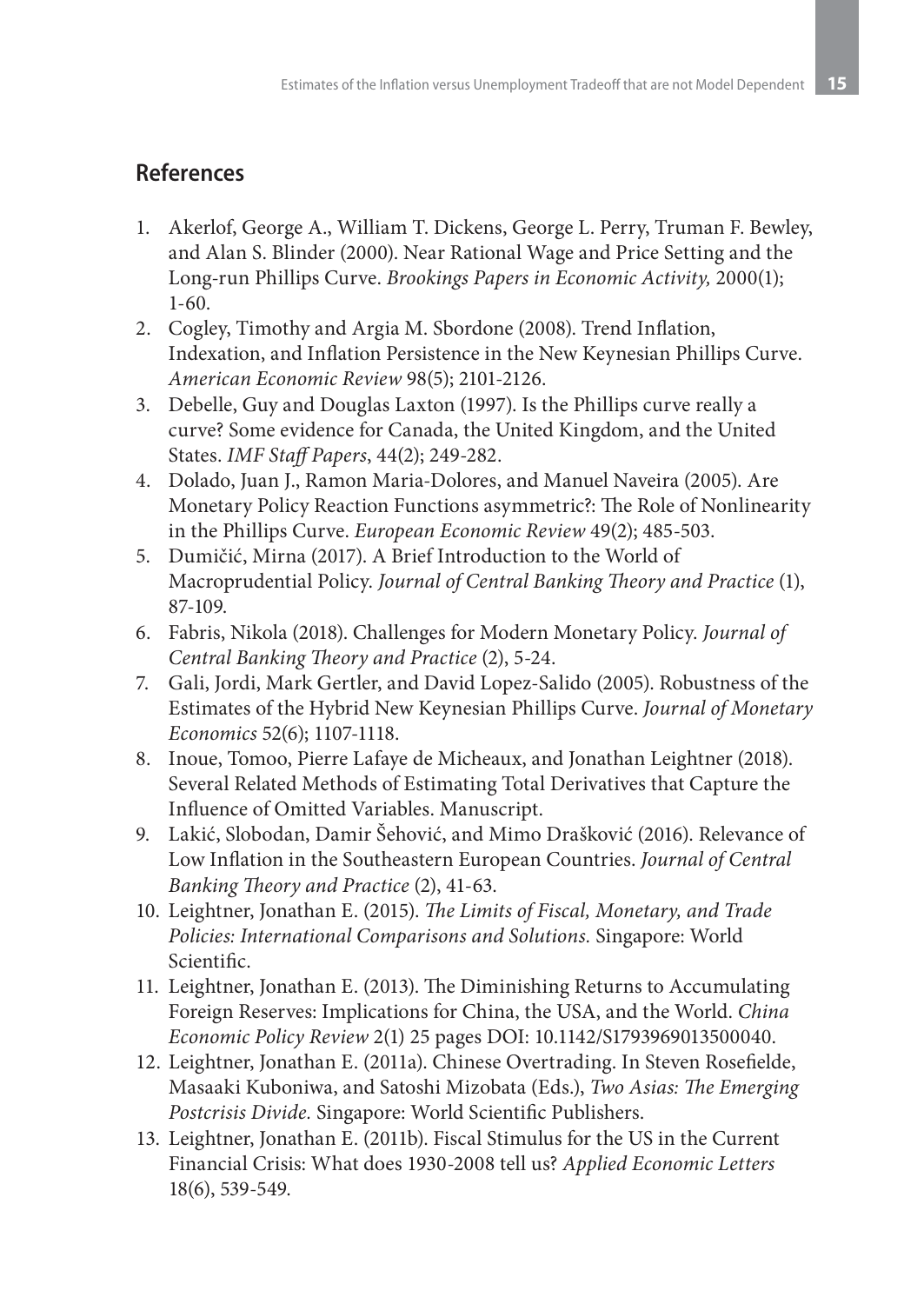## References

1. Akerlof, George A., William T. Dickens, George L. Perry, Truman F. Bewley, and Alan S. Blinder (2000). Near Rational Wage and Price Setting and the Long-run Phillips Curve. *Brookings Papers in Economic Activity,* 2000(1); 1-60.
2. Cogley, Timothy and Argia M. Sbordone (2008). Trend Inflation, Indexation, and Inflation Persistence in the New Keynesian Phillips Curve. *American Economic Review* 98(5); 2101-2126.
3. Debelle, Guy and Douglas Laxton (1997). Is the Phillips curve really a curve? Some evidence for Canada, the United Kingdom, and the United States. *IMF Staff Papers*, 44(2); 249-282.
4. Dolado, Juan J., Ramon Maria-Dolores, and Manuel Naveira (2005). Are Monetary Policy Reaction Functions asymmetric?: The Role of Nonlinearity in the Phillips Curve. *European Economic Review* 49(2); 485-503.
5. Dumičić, Mirna (2017). A Brief Introduction to the World of Macroprudential Policy. *Journal of Central Banking Theory and Practice* (1), 87-109.
6. Fabris, Nikola (2018). Challenges for Modern Monetary Policy. *Journal of Central Banking Theory and Practice* (2), 5-24.
7. Gali, Jordi, Mark Gertler, and David Lopez-Salido (2005). Robustness of the Estimates of the Hybrid New Keynesian Phillips Curve. *Journal of Monetary Economics* 52(6); 1107-1118.
8. Inoue, Tomoo, Pierre Lafaye de Micheaux, and Jonathan Leightner (2018). Several Related Methods of Estimating Total Derivatives that Capture the Influence of Omitted Variables. Manuscript.
9. Lakić, Slobodan, Damir Šehović, and Mimo Drašković (2016). Relevance of Low Inflation in the Southeastern European Countries. *Journal of Central Banking Theory and Practice* (2), 41-63.
10. Leightner, Jonathan E. (2015). *The Limits of Fiscal, Monetary, and Trade Policies: International Comparisons and Solutions.* Singapore: World Scientific.
11. Leightner, Jonathan E. (2013). The Diminishing Returns to Accumulating Foreign Reserves: Implications for China, the USA, and the World. *China Economic Policy Review* 2(1) 25 pages DOI: 10.1142/S1793969013500040.
12. Leightner, Jonathan E. (2011a). Chinese Overtrading. In Steven Rosefielde, Masaaki Kuboniwa, and Satoshi Mizobata (Eds.), *Two Asias: The Emerging Postcrisis Divide.* Singapore: World Scientific Publishers.
13. Leightner, Jonathan E. (2011b). Fiscal Stimulus for the US in the Current Financial Crisis: What does 1930-2008 tell us? *Applied Economic Letters* 18(6), 539-549.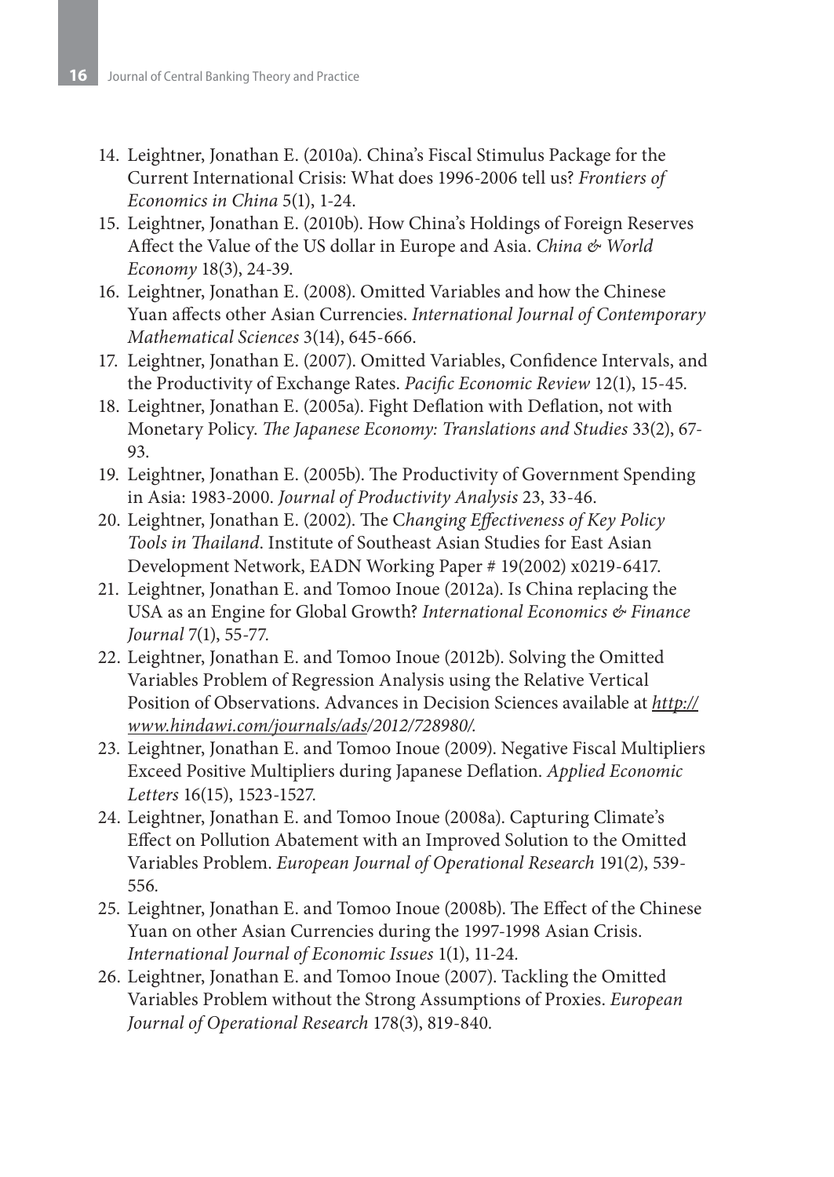14. Leightner, Jonathan E. (2010a). China's Fiscal Stimulus Package for the Current International Crisis: What does 1996-2006 tell us? *Frontiers of Economics in China* 5(1), 1-24.
15. Leightner, Jonathan E. (2010b). How China's Holdings of Foreign Reserves Affect the Value of the US dollar in Europe and Asia. *China & World Economy* 18(3), 24-39.
16. Leightner, Jonathan E. (2008). Omitted Variables and how the Chinese Yuan affects other Asian Currencies. *International Journal of Contemporary Mathematical Sciences* 3(14), 645-666.
17. Leightner, Jonathan E. (2007). Omitted Variables, Confidence Intervals, and the Productivity of Exchange Rates. *Pacific Economic Review* 12(1), 15-45.
18. Leightner, Jonathan E. (2005a). Fight Deflation with Deflation, not with Monetary Policy. *The Japanese Economy: Translations and Studies* 33(2), 67-93.
19. Leightner, Jonathan E. (2005b). The Productivity of Government Spending in Asia: 1983-2000. *Journal of Productivity Analysis* 23, 33-46.
20. Leightner, Jonathan E. (2002). The C*hanging Effectiveness of Key Policy Tools in Thailand*. Institute of Southeast Asian Studies for East Asian Development Network, EADN Working Paper # 19(2002) x0219-6417.
21. Leightner, Jonathan E. and Tomoo Inoue (2012a). Is China replacing the USA as an Engine for Global Growth? *International Economics & Finance Journal* 7(1), 55-77.
22. Leightner, Jonathan E. and Tomoo Inoue (2012b). Solving the Omitted Variables Problem of Regression Analysis using the Relative Vertical Position of Observations. Advances in Decision Sciences available at *http://www.hindawi.com/journals/ads/2012/728980/*.
23. Leightner, Jonathan E. and Tomoo Inoue (2009). Negative Fiscal Multipliers Exceed Positive Multipliers during Japanese Deflation. *Applied Economic Letters* 16(15), 1523-1527.
24. Leightner, Jonathan E. and Tomoo Inoue (2008a). Capturing Climate's Effect on Pollution Abatement with an Improved Solution to the Omitted Variables Problem. *European Journal of Operational Research* 191(2), 539-556.
25. Leightner, Jonathan E. and Tomoo Inoue (2008b). The Effect of the Chinese Yuan on other Asian Currencies during the 1997-1998 Asian Crisis. *International Journal of Economic Issues* 1(1), 11-24.
26. Leightner, Jonathan E. and Tomoo Inoue (2007). Tackling the Omitted Variables Problem without the Strong Assumptions of Proxies. *European Journal of Operational Research* 178(3), 819-840.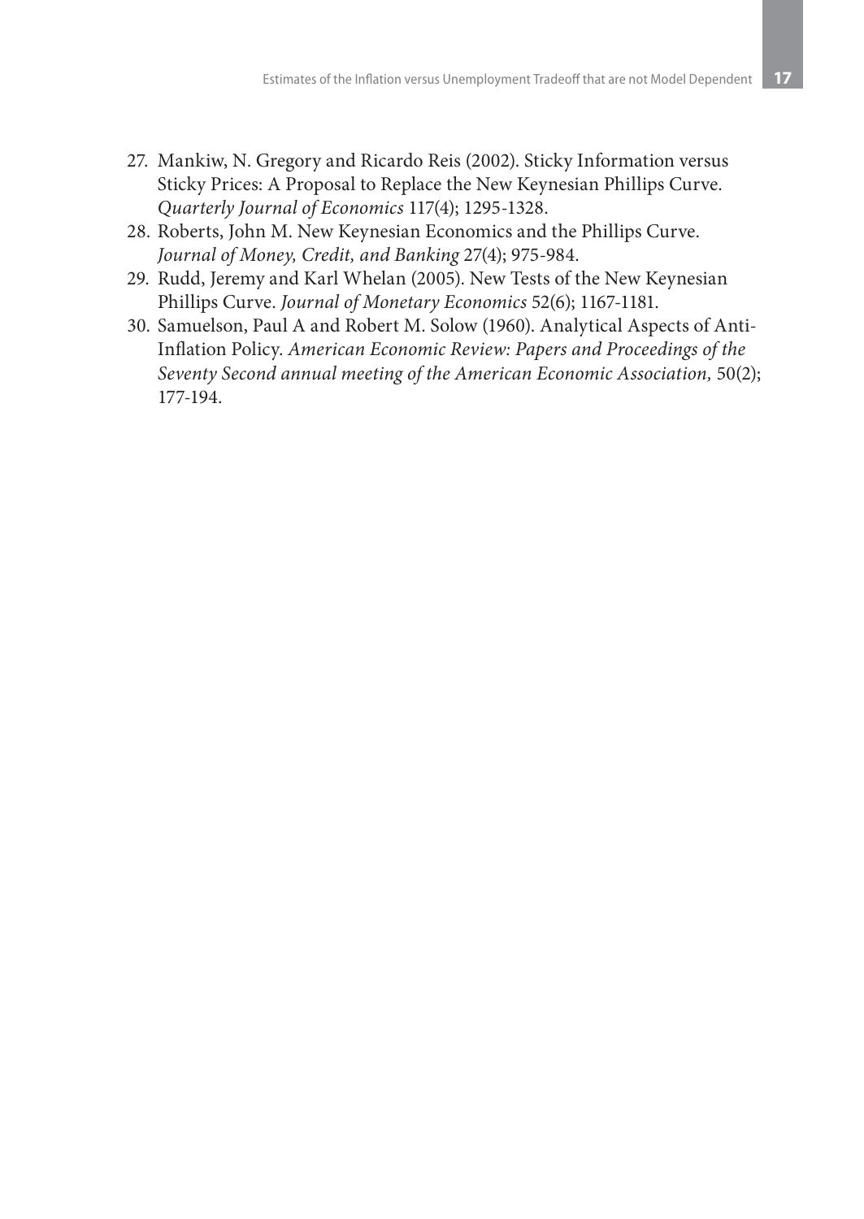27. Mankiw, N. Gregory and Ricardo Reis (2002). Sticky Information versus Sticky Prices: A Proposal to Replace the New Keynesian Phillips Curve. *Quarterly Journal of Economics* 117(4); 1295-1328.
28. Roberts, John M. New Keynesian Economics and the Phillips Curve. *Journal of Money, Credit, and Banking* 27(4); 975-984.
29. Rudd, Jeremy and Karl Whelan (2005). New Tests of the New Keynesian Phillips Curve. *Journal of Monetary Economics* 52(6); 1167-1181.
30. Samuelson, Paul A and Robert M. Solow (1960). Analytical Aspects of Anti-Inflation Policy. *American Economic Review: Papers and Proceedings of the Seventy Second annual meeting of the American Economic Association,* 50(2); 177-194.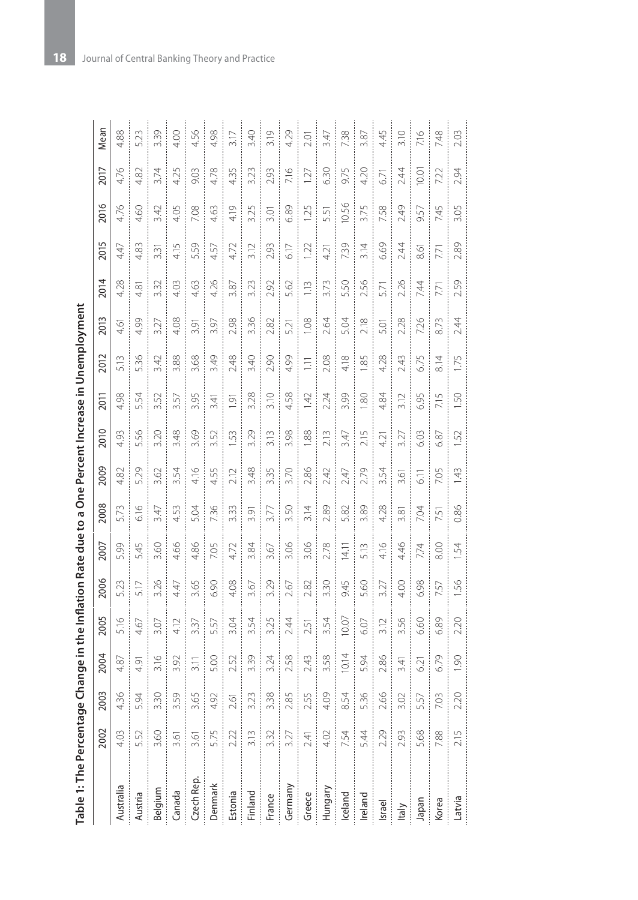**Table 1: The Percentage Change in the Inflation Rate due to a One Percent Increase in Unemployment**

| | 2002 | 2003 | 2004 | 2005 | 2006 | 2007 | 2008 | 2009 | 2010 | 2011 | 2012 | 2013 | 2014 | 2015 | 2016 | 2017 | Mean |
|---|---|---|---|---|---|---|---|---|---|---|---|---|---|---|---|---|---|
| Australia | 4.03 | 4.36 | 4.87 | 5.16 | 5.23 | 5.99 | 5.73 | 4.82 | 4.93 | 4.98 | 5.13 | 4.61 | 4.28 | 4.47 | 4.76 | 4.76 | 4.88 |
| Austria | 5.52 | 5.94 | 4.91 | 4.67 | 5.17 | 5.45 | 6.16 | 5.29 | 5.56 | 5.54 | 5.36 | 4.99 | 4.81 | 4.83 | 4.60 | 4.82 | 5.23 |
| Belgium | 3.60 | 3.30 | 3.16 | 3.07 | 3.26 | 3.60 | 3.47 | 3.62 | 3.20 | 3.52 | 3.42 | 3.27 | 3.32 | 3.31 | 3.42 | 3.74 | 3.39 |
| Canada | 3.61 | 3.59 | 3.92 | 4.12 | 4.47 | 4.66 | 4.53 | 3.54 | 3.48 | 3.57 | 3.88 | 4.08 | 4.03 | 4.15 | 4.05 | 4.25 | 4.00 |
| Czech Rep. | 3.61 | 3.65 | 3.11 | 3.37 | 3.65 | 4.86 | 5.04 | 4.16 | 3.69 | 3.95 | 3.68 | 3.91 | 4.63 | 5.59 | 7.08 | 9.03 | 4.56 |
| Denmark | 5.75 | 4.92 | 5.00 | 5.57 | 6.90 | 7.05 | 7.36 | 4.55 | 3.52 | 3.41 | 3.49 | 3.97 | 4.26 | 4.57 | 4.63 | 4.78 | 4.98 |
| Estonia | 2.22 | 2.61 | 2.52 | 3.04 | 4.08 | 4.72 | 3.33 | 2.12 | 1.53 | 1.91 | 2.48 | 2.98 | 3.87 | 4.72 | 4.19 | 4.35 | 3.17 |
| Finland | 3.13 | 3.23 | 3.39 | 3.54 | 3.67 | 3.84 | 3.91 | 3.48 | 3.29 | 3.28 | 3.40 | 3.36 | 3.23 | 3.12 | 3.25 | 3.23 | 3.40 |
| France | 3.32 | 3.38 | 3.24 | 3.25 | 3.29 | 3.67 | 3.77 | 3.35 | 3.13 | 3.10 | 2.90 | 2.82 | 2.92 | 2.93 | 3.01 | 2.93 | 3.19 |
| Germany | 3.27 | 2.85 | 2.58 | 2.44 | 2.67 | 3.06 | 3.50 | 3.70 | 3.98 | 4.58 | 4.99 | 5.21 | 5.62 | 6.17 | 6.89 | 7.16 | 4.29 |
| Greece | 2.41 | 2.55 | 2.43 | 2.51 | 2.82 | 3.06 | 3.14 | 2.86 | 1.88 | 1.42 | 1.11 | 1.08 | 1.13 | 1.22 | 1.25 | 1.27 | 2.01 |
| Hungary | 4.02 | 4.09 | 3.58 | 3.54 | 3.30 | 2.78 | 2.89 | 2.42 | 2.13 | 2.24 | 2.08 | 2.64 | 3.73 | 4.21 | 5.51 | 6.30 | 3.47 |
| Iceland | 7.54 | 8.54 | 10.14 | 10.07 | 9.45 | 14.11 | 5.82 | 2.47 | 3.47 | 3.99 | 4.18 | 5.04 | 5.50 | 7.39 | 10.56 | 9.75 | 7.38 |
| Ireland | 5.44 | 5.36 | 5.94 | 6.07 | 5.60 | 5.13 | 3.89 | 2.79 | 2.15 | 1.80 | 1.85 | 2.18 | 2.56 | 3.14 | 3.75 | 4.20 | 3.87 |
| Israel | 2.29 | 2.66 | 2.86 | 3.12 | 3.27 | 4.16 | 4.28 | 3.54 | 4.21 | 4.84 | 4.28 | 5.01 | 5.71 | 6.69 | 7.58 | 6.71 | 4.45 |
| Italy | 2.93 | 3.02 | 3.41 | 3.56 | 4.00 | 4.46 | 3.81 | 3.61 | 3.27 | 3.12 | 2.43 | 2.28 | 2.26 | 2.44 | 2.49 | 2.44 | 3.10 |
| Japan | 5.68 | 5.57 | 6.21 | 6.60 | 6.98 | 7.74 | 7.04 | 6.11 | 6.03 | 6.95 | 6.75 | 7.26 | 7.44 | 8.61 | 9.57 | 10.01 | 7.16 |
| Korea | 7.88 | 7.03 | 6.79 | 6.89 | 7.57 | 8.00 | 7.51 | 7.05 | 6.87 | 7.15 | 8.14 | 8.73 | 7.71 | 7.71 | 7.45 | 7.22 | 7.48 |
| Latvia | 2.15 | 2.20 | 1.90 | 2.20 | 1.56 | 1.54 | 0.86 | 1.43 | 1.52 | 1.50 | 1.75 | 2.44 | 2.59 | 2.89 | 3.05 | 2.94 | 2.03 |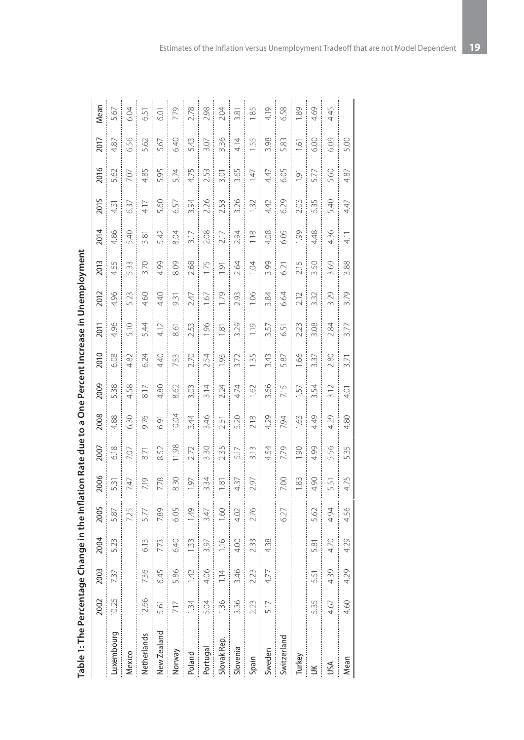**Table 1: The Percentage Change in the Inflation Rate due to a One Percent Increase in Unemployment**

| | 2002 | 2003 | 2004 | 2005 | 2006 | 2007 | 2008 | 2009 | 2010 | 2011 | 2012 | 2013 | 2014 | 2015 | 2016 | 2017 | Mean |
|---|---|---|---|---|---|---|---|---|---|---|---|---|---|---|---|---|---|
| Luxembourg | 10.25 | 7.37 | 5.23 | 5.87 | 5.31 | 6.18 | 4.88 | 5.38 | 6.08 | 4.96 | 4.96 | 4.55 | 4.86 | 4.31 | 5.62 | 4.87 | 5.67 |
| Mexico | | | | 7.25 | 7.47 | 7.07 | 6.30 | 4.58 | 4.82 | 5.10 | 5.23 | 5.33 | 5.40 | 6.37 | 7.07 | 6.56 | 6.04 |
| Netherlands | 12.66 | 7.36 | 6.13 | 5.77 | 7.19 | 8.71 | 9.76 | 8.17 | 6.24 | 5.44 | 4.60 | 3.70 | 3.81 | 4.17 | 4.85 | 5.62 | 6.51 |
| New Zealand | 5.61 | 6.45 | 7.73 | 7.89 | 7.78 | 8.52 | 6.91 | 4.80 | 4.40 | 4.12 | 4.40 | 4.99 | 5.42 | 5.60 | 5.95 | 5.67 | 6.01 |
| Norway | 7.17 | 5.86 | 6.40 | 6.05 | 8.30 | 11.98 | 10.04 | 8.62 | 7.53 | 8.61 | 9.31 | 8.09 | 8.04 | 6.57 | 5.74 | 6.40 | 7.79 |
| Poland | 1.34 | 1.42 | 1.33 | 1.49 | 1.97 | 2.72 | 3.44 | 3.03 | 2.70 | 2.53 | 2.47 | 2.68 | 3.17 | 3.94 | 4.75 | 5.43 | 2.78 |
| Portugal | 5.04 | 4.06 | 3.97 | 3.47 | 3.34 | 3.30 | 3.46 | 3.14 | 2.54 | 1.96 | 1.67 | 1.75 | 2.08 | 2.26 | 2.53 | 3.07 | 2.98 |
| Slovak Rep. | 1.36 | 1.14 | 1.16 | 1.60 | 1.81 | 2.35 | 2.51 | 2.24 | 1.93 | 1.81 | 1.79 | 1.91 | 2.17 | 2.53 | 3.01 | 3.36 | 2.04 |
| Slovenia | 3.36 | 3.46 | 4.00 | 4.02 | 4.37 | 5.17 | 5.20 | 4.74 | 3.72 | 3.29 | 2.93 | 2.64 | 2.94 | 3.26 | 3.65 | 4.14 | 3.81 |
| Spain | 2.23 | 2.23 | 2.33 | 2.76 | 2.97 | 3.13 | 2.18 | 1.62 | 1.35 | 1.19 | 1.06 | 1.04 | 1.18 | 1.32 | 1.47 | 1.55 | 1.85 |
| Sweden | 5.17 | 4.77 | 4.38 | | | 4.54 | 4.29 | 3.66 | 3.43 | 3.57 | 3.84 | 3.99 | 4.08 | 4.42 | 4.47 | 3.98 | 4.19 |
| Switzerland | | | | 6.27 | 7.00 | 7.79 | 7.94 | 7.15 | 5.87 | 6.51 | 6.64 | 6.21 | 6.05 | 6.29 | 6.05 | 5.83 | 6.58 |
| Turkey | | | | | 1.83 | 1.90 | 1.63 | 1.57 | 1.66 | 2.23 | 2.12 | 2.15 | 1.99 | 2.03 | 1.91 | 1.61 | 1.89 |
| UK | 5.35 | 5.51 | 5.81 | 5.62 | 4.90 | 4.99 | 4.49 | 3.54 | 3.37 | 3.08 | 3.32 | 3.50 | 4.48 | 5.35 | 5.77 | 6.00 | 4.69 |
| USA | 4.67 | 4.39 | 4.70 | 4.94 | 5.51 | 5.56 | 4.29 | 3.12 | 2.80 | 2.84 | 3.29 | 3.69 | 4.36 | 5.40 | 5.60 | 6.09 | 4.45 |
| Mean | 4.60 | 4.29 | 4.29 | 4.56 | 4.75 | 5.35 | 4.80 | 4.01 | 3.71 | 3.77 | 3.79 | 3.88 | 4.11 | 4.47 | 4.87 | 5.00 | |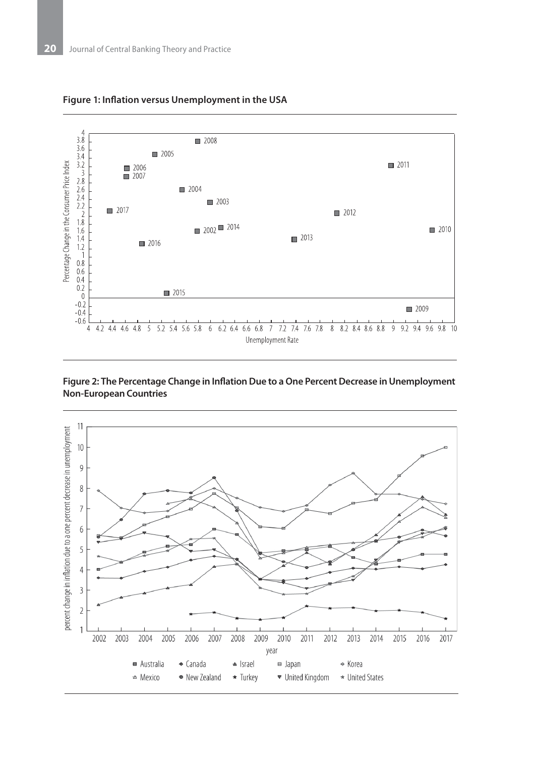**Figure 1: Inflation versus Unemployment in the USA**

**Figure 2: The Percentage Change in Inflation Due to a One Percent Decrease in Unemployment Non-European Countries**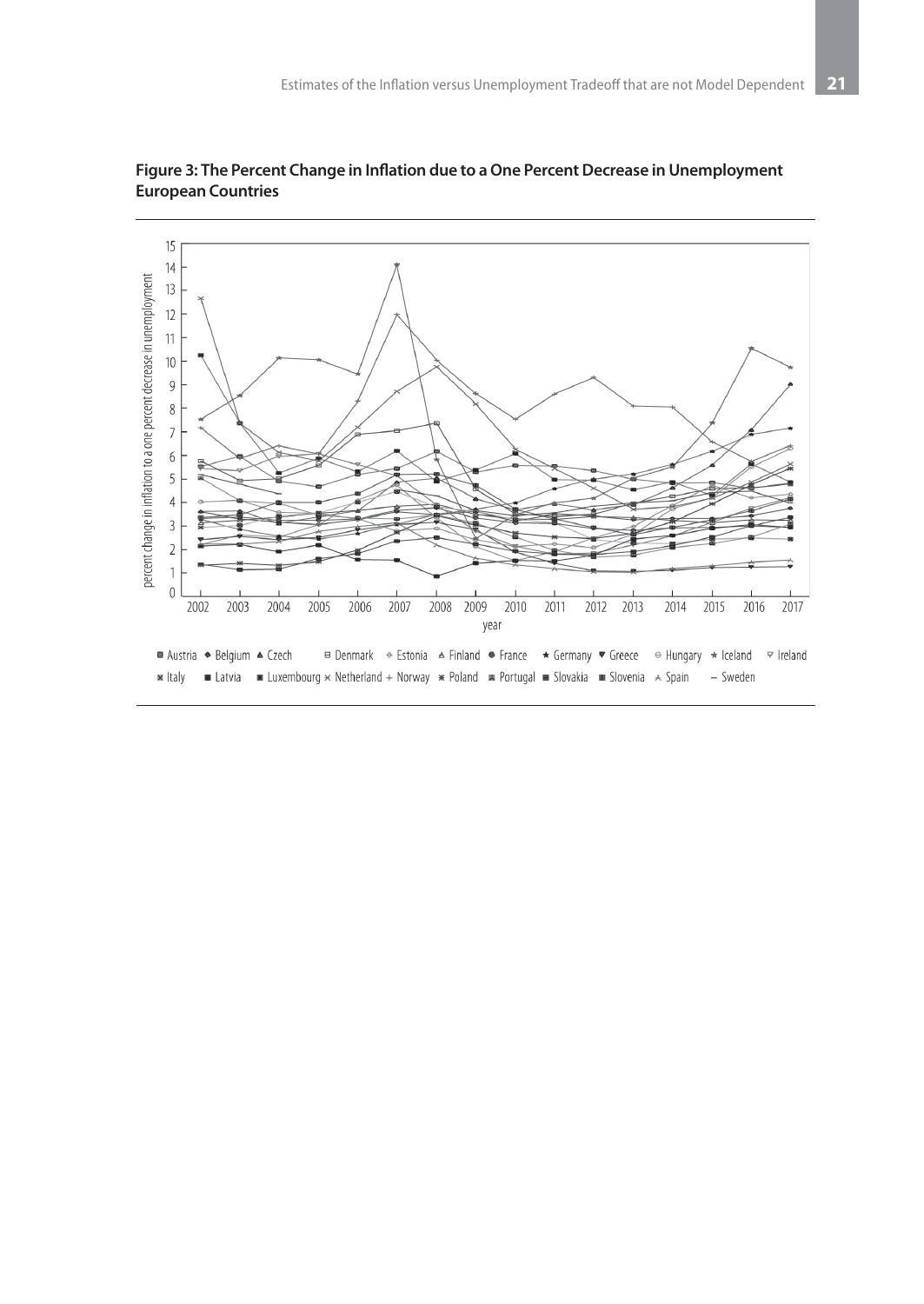**Figure 3: The Percent Change in Inflation due to a One Percent Decrease in Unemployment European Countries**

percent change in inflation to a one percent decrease in unemployment

15
14
13
12
11
10
9
8
7
6
5
4
3
2
1
0

2002 2003 2004 2005 2006 2007 2008 2009 2010 2011 2012 2013 2014 2015 2016 2017

year

Austria, Belgium, Czech, Denmark, Estonia, Finland, France, Germany, Greece, Hungary, Iceland, Ireland, Italy, Latvia, Luxembourg, Netherland, Norway, Poland, Portugal, Slovakia, Slovenia, Spain, Sweden